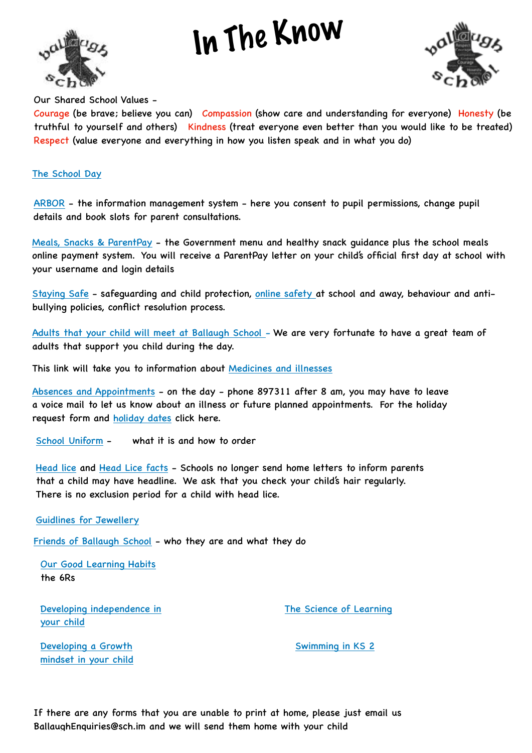# In The Know

Our Shared School Values -

Courage (be brave; believe you can) Compassion (show care and understanding for everyone) Honesty (be truthful to yourself and others) Kindness (treat everyone even better than you would like to be treated) Respect (value everyone and everything in how you listen speak and in what you do)

The School Day

ARBOR - the information management system - here you consent to pupil permissions, change pupil details and book slots for parent consultations.

Meals, Snacks & ParentPay - the Government menu and healthy snack guidance plus the school meals online payment system. You will receive a ParentPay letter on your child's official first day at school with your username and login details

Staying Safe - safeguarding and child protection, online safety at school and away, behaviour and anti-bullying policies, conflict resolution process.

Adults that your child will meet at Ballaugh School - We are very fortunate to have a great team of adults that support you child during the day.

This link will take you to information about Medicines and illnesses

Absences and Appointments - on the day - phone 897311 after 8 am, you may have to leave a voice mail to let us know about an illness or future planned appointments. For the holiday request form and holiday dates click here.

School Uniform - what it is and how to order

Head lice and Head Lice facts - Schools no longer send home letters to inform parents that a child may have headline. We ask that you check your child's hair regularly. There is no exclusion period for a child with head lice.

Guidlines for Jewellery

Friends of Ballaugh School - who they are and what they do

Our Good Learning Habits
the 6Rs

Developing independence in your child

The Science of Learning

Developing a Growth mindset in your child

Swimming in KS 2

If there are any forms that you are unable to print at home, please just email us BallaughEnquiries@sch.im and we will send them home with your child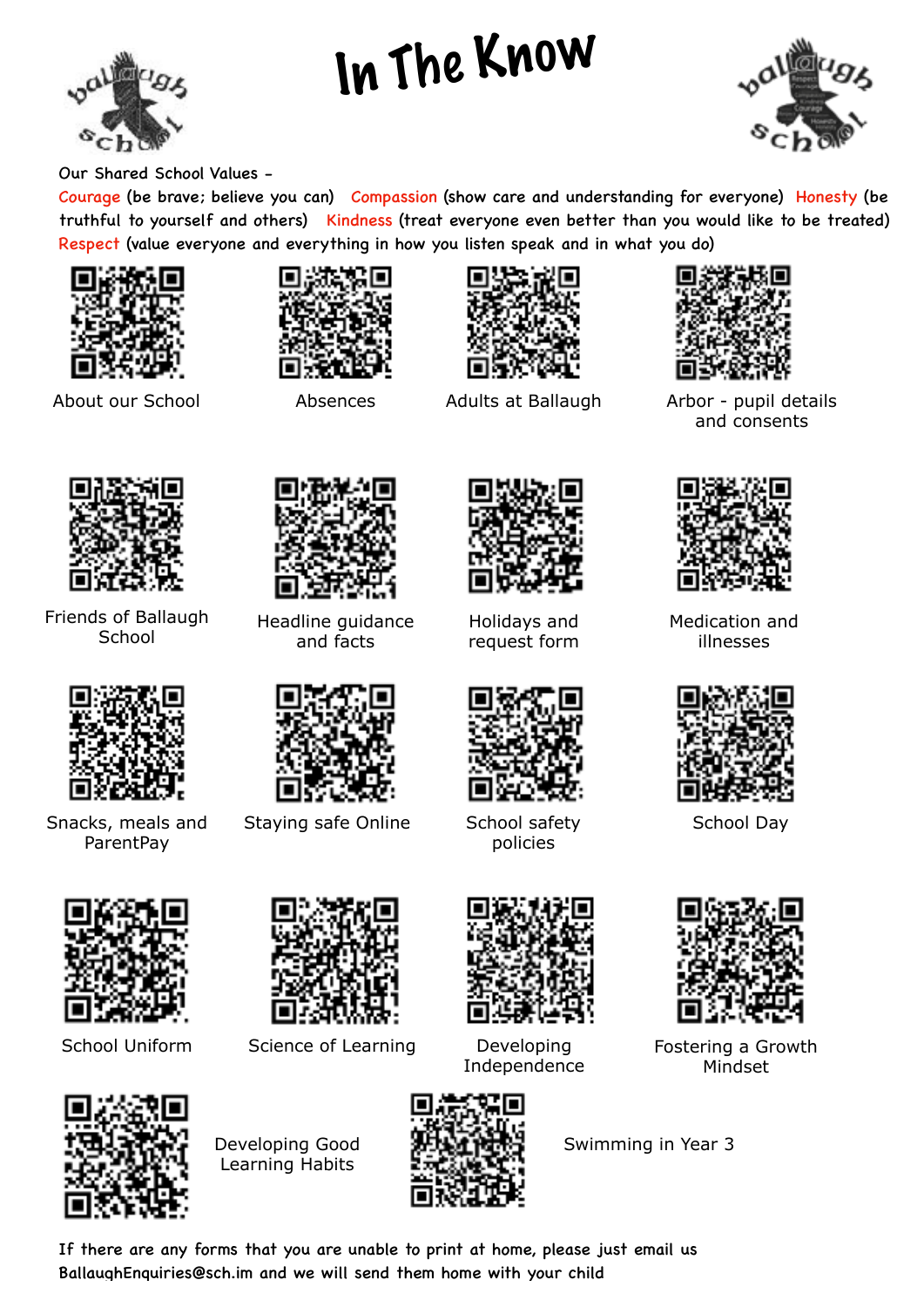# In The Know

Our Shared School Values -

Courage (be brave; believe you can) Compassion (show care and understanding for everyone) Honesty (be truthful to yourself and others) Kindness (treat everyone even better than you would like to be treated) Respect (value everyone and everything in how you listen speak and in what you do)

About our School

Absences

Adults at Ballaugh

Arbor - pupil details and consents

Friends of Ballaugh School

Headline guidance and facts

Holidays and request form

Medication and illnesses

Snacks, meals and ParentPay

Staying safe Online

School safety policies

School Day

School Uniform

Science of Learning

Developing Independence

Fostering a Growth Mindset

Developing Good Learning Habits

Swimming in Year 3

If there are any forms that you are unable to print at home, please just email us BallaughEnquiries@sch.im and we will send them home with your child